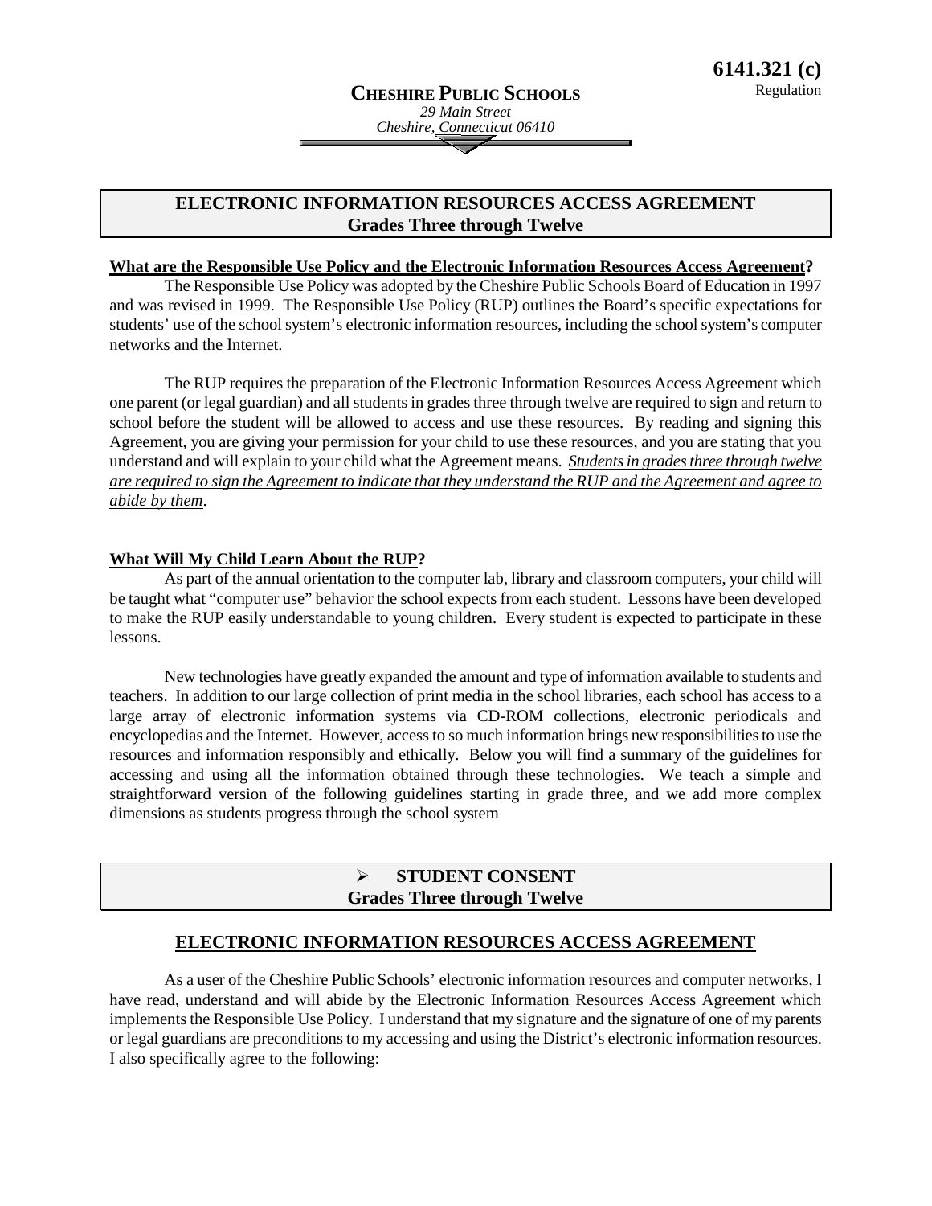**6141.321 (c)**
Regulation

**CHESHIRE PUBLIC SCHOOLS**
*29 Main Street*
*Cheshire, Connecticut 06410*

## ELECTRONIC INFORMATION RESOURCES ACCESS AGREEMENT
## Grades Three through Twelve

**What are the Responsible Use Policy and the Electronic Information Resources Access Agreement?**

The Responsible Use Policy was adopted by the Cheshire Public Schools Board of Education in 1997 and was revised in 1999. The Responsible Use Policy (RUP) outlines the Board's specific expectations for students' use of the school system's electronic information resources, including the school system's computer networks and the Internet.

The RUP requires the preparation of the Electronic Information Resources Access Agreement which one parent (or legal guardian) and all students in grades three through twelve are required to sign and return to school before the student will be allowed to access and use these resources. By reading and signing this Agreement, you are giving your permission for your child to use these resources, and you are stating that you understand and will explain to your child what the Agreement means. *Students in grades three through twelve are required to sign the Agreement to indicate that they understand the RUP and the Agreement and agree to abide by them*.

**What Will My Child Learn About the RUP?**

As part of the annual orientation to the computer lab, library and classroom computers, your child will be taught what "computer use" behavior the school expects from each student. Lessons have been developed to make the RUP easily understandable to young children. Every student is expected to participate in these lessons.

New technologies have greatly expanded the amount and type of information available to students and teachers. In addition to our large collection of print media in the school libraries, each school has access to a large array of electronic information systems via CD-ROM collections, electronic periodicals and encyclopedias and the Internet. However, access to so much information brings new responsibilities to use the resources and information responsibly and ethically. Below you will find a summary of the guidelines for accessing and using all the information obtained through these technologies. We teach a simple and straightforward version of the following guidelines starting in grade three, and we add more complex dimensions as students progress through the school system

## ➢ STUDENT CONSENT
## Grades Three through Twelve

**ELECTRONIC INFORMATION RESOURCES ACCESS AGREEMENT**

As a user of the Cheshire Public Schools' electronic information resources and computer networks, I have read, understand and will abide by the Electronic Information Resources Access Agreement which implements the Responsible Use Policy. I understand that my signature and the signature of one of my parents or legal guardians are preconditions to my accessing and using the District's electronic information resources. I also specifically agree to the following: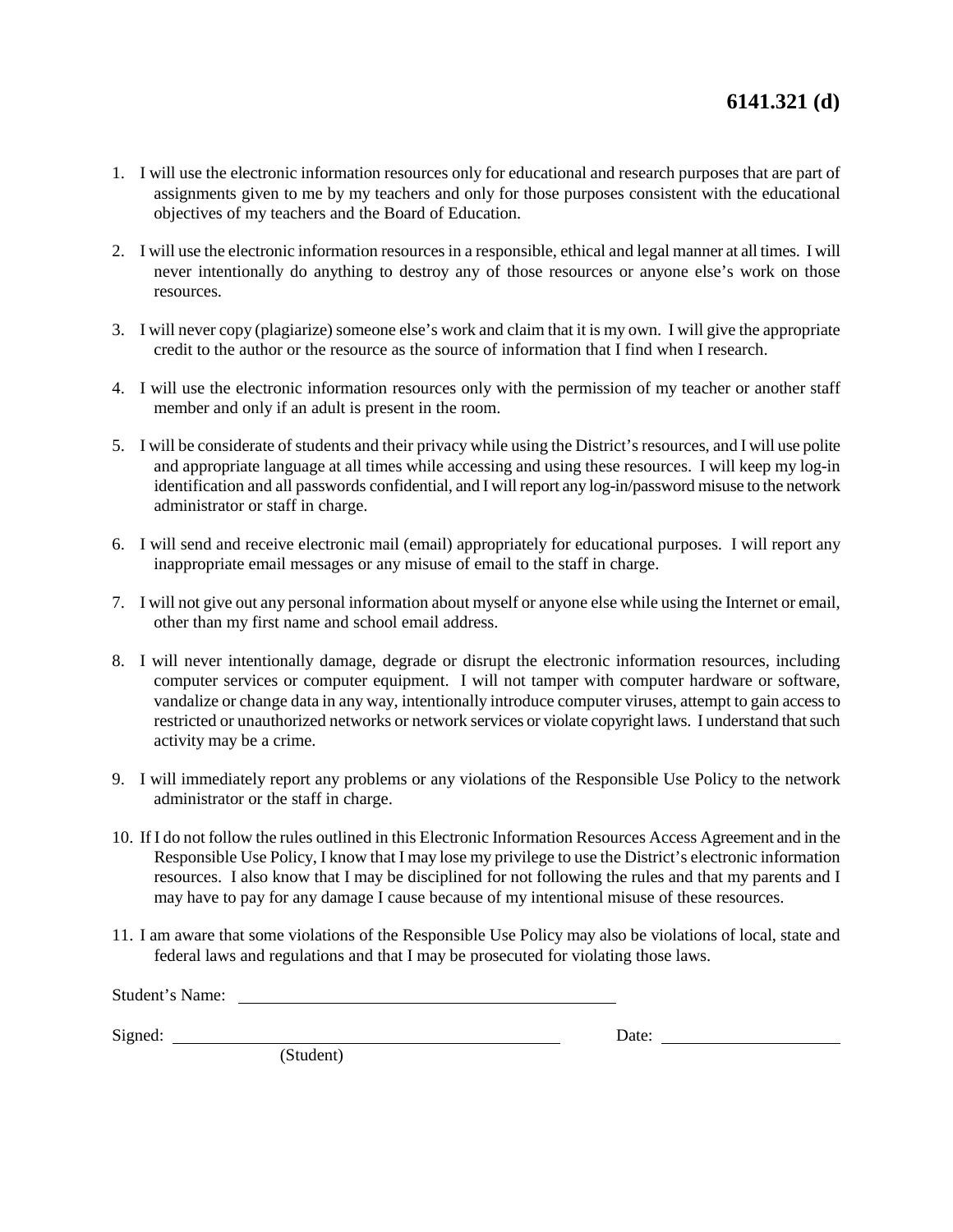**6141.321 (d)**

1. I will use the electronic information resources only for educational and research purposes that are part of assignments given to me by my teachers and only for those purposes consistent with the educational objectives of my teachers and the Board of Education.

2. I will use the electronic information resources in a responsible, ethical and legal manner at all times. I will never intentionally do anything to destroy any of those resources or anyone else's work on those resources.

3. I will never copy (plagiarize) someone else's work and claim that it is my own. I will give the appropriate credit to the author or the resource as the source of information that I find when I research.

4. I will use the electronic information resources only with the permission of my teacher or another staff member and only if an adult is present in the room.

5. I will be considerate of students and their privacy while using the District's resources, and I will use polite and appropriate language at all times while accessing and using these resources. I will keep my log-in identification and all passwords confidential, and I will report any log-in/password misuse to the network administrator or staff in charge.

6. I will send and receive electronic mail (email) appropriately for educational purposes. I will report any inappropriate email messages or any misuse of email to the staff in charge.

7. I will not give out any personal information about myself or anyone else while using the Internet or email, other than my first name and school email address.

8. I will never intentionally damage, degrade or disrupt the electronic information resources, including computer services or computer equipment. I will not tamper with computer hardware or software, vandalize or change data in any way, intentionally introduce computer viruses, attempt to gain access to restricted or unauthorized networks or network services or violate copyright laws. I understand that such activity may be a crime.

9. I will immediately report any problems or any violations of the Responsible Use Policy to the network administrator or the staff in charge.

10. If I do not follow the rules outlined in this Electronic Information Resources Access Agreement and in the Responsible Use Policy, I know that I may lose my privilege to use the District's electronic information resources. I also know that I may be disciplined for not following the rules and that my parents and I may have to pay for any damage I cause because of my intentional misuse of these resources.

11. I am aware that some violations of the Responsible Use Policy may also be violations of local, state and federal laws and regulations and that I may be prosecuted for violating those laws.

Student's Name: ______________________________

Signed: ______________________________ Date: ____________________
(Student)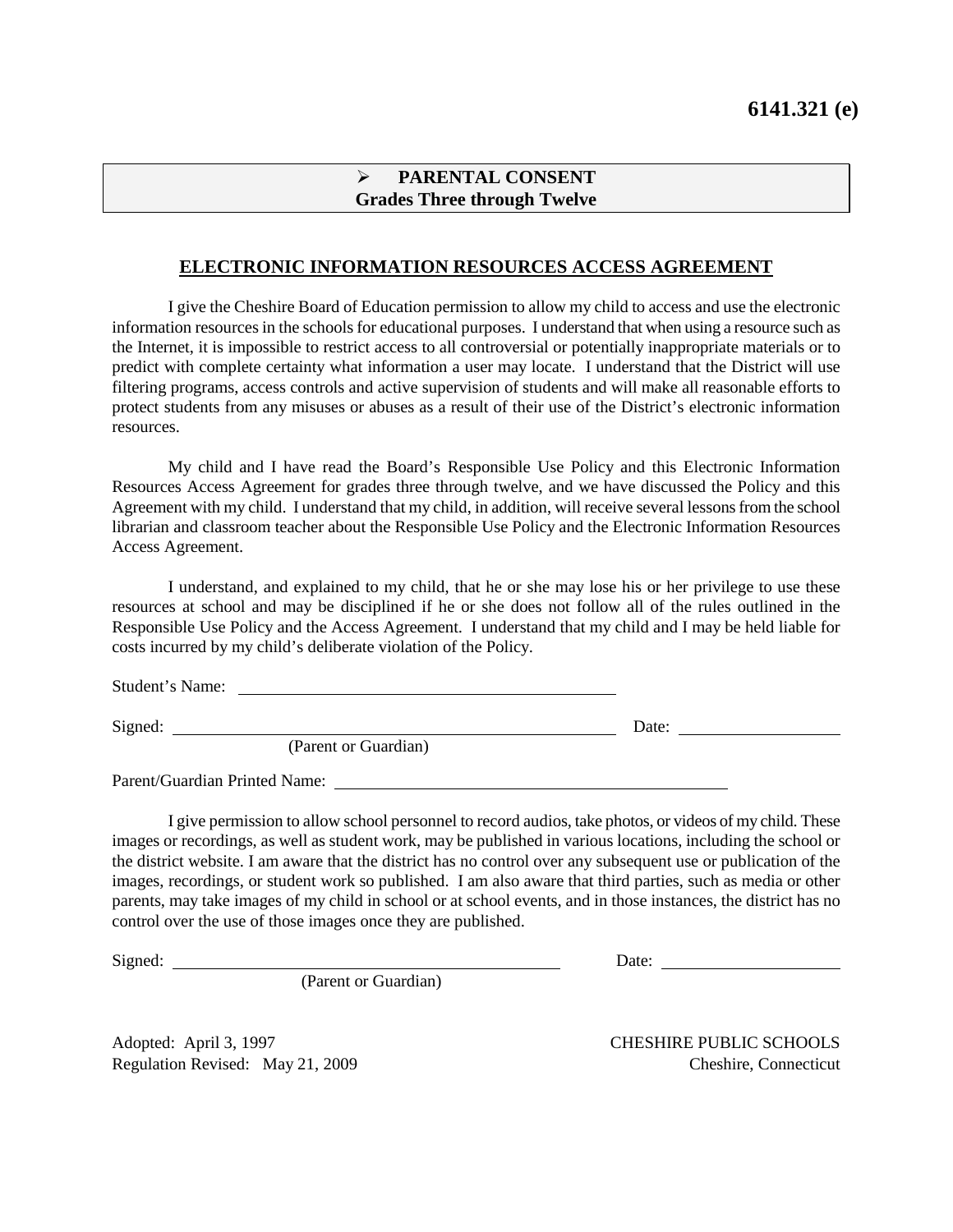**6141.321 (e)**

**➢ PARENTAL CONSENT**
**Grades Three through Twelve**

## ELECTRONIC INFORMATION RESOURCES ACCESS AGREEMENT

I give the Cheshire Board of Education permission to allow my child to access and use the electronic information resources in the schools for educational purposes. I understand that when using a resource such as the Internet, it is impossible to restrict access to all controversial or potentially inappropriate materials or to predict with complete certainty what information a user may locate. I understand that the District will use filtering programs, access controls and active supervision of students and will make all reasonable efforts to protect students from any misuses or abuses as a result of their use of the District's electronic information resources.

My child and I have read the Board's Responsible Use Policy and this Electronic Information Resources Access Agreement for grades three through twelve, and we have discussed the Policy and this Agreement with my child. I understand that my child, in addition, will receive several lessons from the school librarian and classroom teacher about the Responsible Use Policy and the Electronic Information Resources Access Agreement.

I understand, and explained to my child, that he or she may lose his or her privilege to use these resources at school and may be disciplined if he or she does not follow all of the rules outlined in the Responsible Use Policy and the Access Agreement. I understand that my child and I may be held liable for costs incurred by my child's deliberate violation of the Policy.

Student's Name: ______________________________

Signed: ______________________________ Date: ______________
(Parent or Guardian)

Parent/Guardian Printed Name: ______________________________

I give permission to allow school personnel to record audios, take photos, or videos of my child. These images or recordings, as well as student work, may be published in various locations, including the school or the district website. I am aware that the district has no control over any subsequent use or publication of the images, recordings, or student work so published. I am also aware that third parties, such as media or other parents, may take images of my child in school or at school events, and in those instances, the district has no control over the use of those images once they are published.

Signed: ______________________________ Date: ______________
(Parent or Guardian)

Adopted: April 3, 1997
Regulation Revised: May 21, 2009

CHESHIRE PUBLIC SCHOOLS
Cheshire, Connecticut